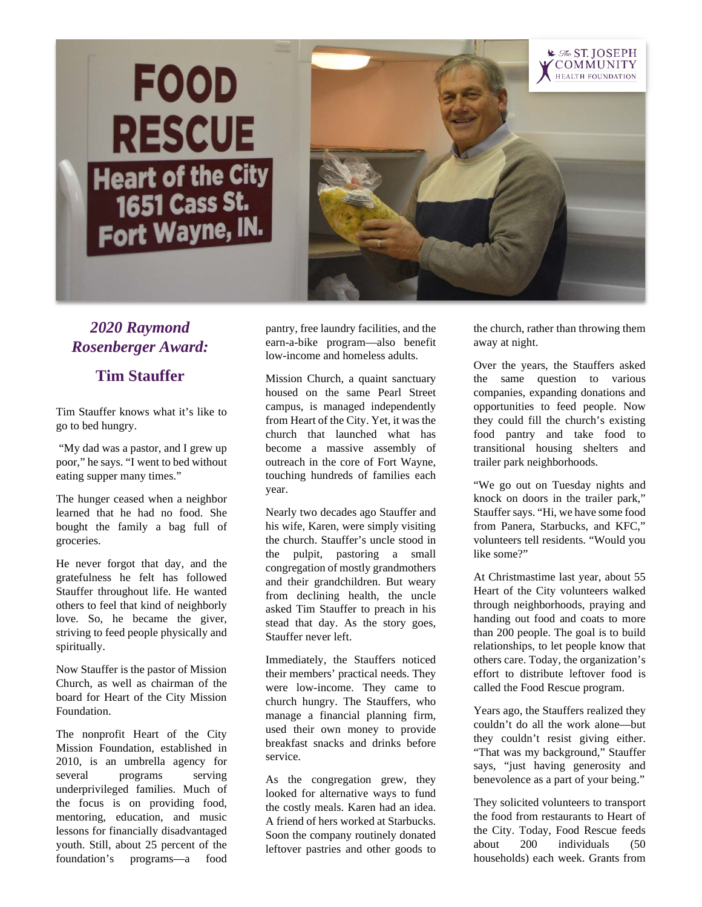## *2020 Raymond Rosenberger Award:*

## Tim Stauffer

Tim Stauffer knows what it's like to go to bed hungry.

"My dad was a pastor, and I grew up poor," he says. "I went to bed without eating supper many times."

The hunger ceased when a neighbor learned that he had no food. She bought the family a bag full of groceries.

He never forgot that day, and the gratefulness he felt has followed Stauffer throughout life. He wanted others to feel that kind of neighborly love. So, he became the giver, striving to feed people physically and spiritually.

Now Stauffer is the pastor of Mission Church, as well as chairman of the board for Heart of the City Mission Foundation.

The nonprofit Heart of the City Mission Foundation, established in 2010, is an umbrella agency for several programs serving underprivileged families. Much of the focus is on providing food, mentoring, education, and music lessons for financially disadvantaged youth. Still, about 25 percent of the foundation's programs—a food pantry, free laundry facilities, and the earn-a-bike program—also benefit low-income and homeless adults.

Mission Church, a quaint sanctuary housed on the same Pearl Street campus, is managed independently from Heart of the City. Yet, it was the church that launched what has become a massive assembly of outreach in the core of Fort Wayne, touching hundreds of families each year.

Nearly two decades ago Stauffer and his wife, Karen, were simply visiting the church. Stauffer's uncle stood in the pulpit, pastoring a small congregation of mostly grandmothers and their grandchildren. But weary from declining health, the uncle asked Tim Stauffer to preach in his stead that day. As the story goes, Stauffer never left.

Immediately, the Stauffers noticed their members' practical needs. They were low-income. They came to church hungry. The Stauffers, who manage a financial planning firm, used their own money to provide breakfast snacks and drinks before service.

As the congregation grew, they looked for alternative ways to fund the costly meals. Karen had an idea. A friend of hers worked at Starbucks. Soon the company routinely donated leftover pastries and other goods to the church, rather than throwing them away at night.

Over the years, the Stauffers asked the same question to various companies, expanding donations and opportunities to feed people. Now they could fill the church's existing food pantry and take food to transitional housing shelters and trailer park neighborhoods.

"We go out on Tuesday nights and knock on doors in the trailer park," Stauffer says. "Hi, we have some food from Panera, Starbucks, and KFC," volunteers tell residents. "Would you like some?"

At Christmastime last year, about 55 Heart of the City volunteers walked through neighborhoods, praying and handing out food and coats to more than 200 people. The goal is to build relationships, to let people know that others care. Today, the organization's effort to distribute leftover food is called the Food Rescue program.

Years ago, the Stauffers realized they couldn't do all the work alone—but they couldn't resist giving either. "That was my background," Stauffer says, "just having generosity and benevolence as a part of your being."

They solicited volunteers to transport the food from restaurants to Heart of the City. Today, Food Rescue feeds about 200 individuals (50 households) each week. Grants from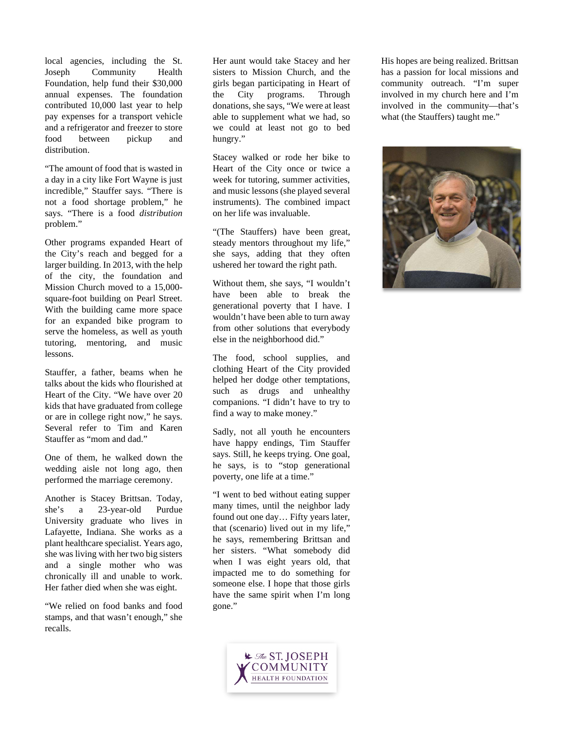local agencies, including the St. Joseph Community Health Foundation, help fund their $30,000 annual expenses. The foundation contributed 10,000 last year to help pay expenses for a transport vehicle and a refrigerator and freezer to store food between pickup and distribution.

"The amount of food that is wasted in a day in a city like Fort Wayne is just incredible," Stauffer says. "There is not a food shortage problem," he says. "There is a food *distribution* problem."

Other programs expanded Heart of the City's reach and begged for a larger building. In 2013, with the help of the city, the foundation and Mission Church moved to a 15,000-square-foot building on Pearl Street. With the building came more space for an expanded bike program to serve the homeless, as well as youth tutoring, mentoring, and music lessons.

Stauffer, a father, beams when he talks about the kids who flourished at Heart of the City. "We have over 20 kids that have graduated from college or are in college right now," he says. Several refer to Tim and Karen Stauffer as "mom and dad."

One of them, he walked down the wedding aisle not long ago, then performed the marriage ceremony.

Another is Stacey Brittsan. Today, she's a 23-year-old Purdue University graduate who lives in Lafayette, Indiana. She works as a plant healthcare specialist. Years ago, she was living with her two big sisters and a single mother who was chronically ill and unable to work. Her father died when she was eight.

"We relied on food banks and food stamps, and that wasn't enough," she recalls.

Her aunt would take Stacey and her sisters to Mission Church, and the girls began participating in Heart of the City programs. Through donations, she says, "We were at least able to supplement what we had, so we could at least not go to bed hungry."

Stacey walked or rode her bike to Heart of the City once or twice a week for tutoring, summer activities, and music lessons (she played several instruments). The combined impact on her life was invaluable.

"(The Stauffers) have been great, steady mentors throughout my life," she says, adding that they often ushered her toward the right path.

Without them, she says, "I wouldn't have been able to break the generational poverty that I have. I wouldn't have been able to turn away from other solutions that everybody else in the neighborhood did."

The food, school supplies, and clothing Heart of the City provided helped her dodge other temptations, such as drugs and unhealthy companions. "I didn't have to try to find a way to make money."

Sadly, not all youth he encounters have happy endings, Tim Stauffer says. Still, he keeps trying. One goal, he says, is to "stop generational poverty, one life at a time."

"I went to bed without eating supper many times, until the neighbor lady found out one day… Fifty years later, that (scenario) lived out in my life," he says, remembering Brittsan and her sisters. "What somebody did when I was eight years old, that impacted me to do something for someone else. I hope that those girls have the same spirit when I'm long gone."

His hopes are being realized. Brittsan has a passion for local missions and community outreach. "I'm super involved in my church here and I'm involved in the community—that's what (the Stauffers) taught me."

The ST. JOSEPH COMMUNITY HEALTH FOUNDATION